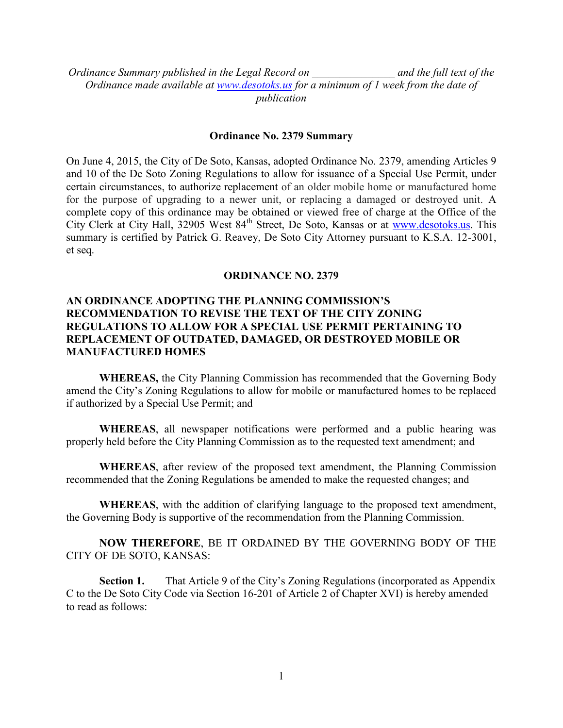*Ordinance Summary published in the Legal Record on _______________ and the full text of the Ordinance made available at www.desotoks.us for a minimum of 1 week from the date of publication*

**Ordinance No. 2379 Summary**

On June 4, 2015, the City of De Soto, Kansas, adopted Ordinance No. 2379, amending Articles 9 and 10 of the De Soto Zoning Regulations to allow for issuance of a Special Use Permit, under certain circumstances, to authorize replacement of an older mobile home or manufactured home for the purpose of upgrading to a newer unit, or replacing a damaged or destroyed unit. A complete copy of this ordinance may be obtained or viewed free of charge at the Office of the City Clerk at City Hall, 32905 West 84th Street, De Soto, Kansas or at www.desotoks.us. This summary is certified by Patrick G. Reavey, De Soto City Attorney pursuant to K.S.A. 12-3001, et seq.

**ORDINANCE NO. 2379**

**AN ORDINANCE ADOPTING THE PLANNING COMMISSION'S RECOMMENDATION TO REVISE THE TEXT OF THE CITY ZONING REGULATIONS TO ALLOW FOR A SPECIAL USE PERMIT PERTAINING TO REPLACEMENT OF OUTDATED, DAMAGED, OR DESTROYED MOBILE OR MANUFACTURED HOMES**

**WHEREAS,** the City Planning Commission has recommended that the Governing Body amend the City's Zoning Regulations to allow for mobile or manufactured homes to be replaced if authorized by a Special Use Permit; and

**WHEREAS**, all newspaper notifications were performed and a public hearing was properly held before the City Planning Commission as to the requested text amendment; and

**WHEREAS**, after review of the proposed text amendment, the Planning Commission recommended that the Zoning Regulations be amended to make the requested changes; and

**WHEREAS**, with the addition of clarifying language to the proposed text amendment, the Governing Body is supportive of the recommendation from the Planning Commission.

**NOW THEREFORE**, BE IT ORDAINED BY THE GOVERNING BODY OF THE CITY OF DE SOTO, KANSAS:

**Section 1.** That Article 9 of the City's Zoning Regulations (incorporated as Appendix C to the De Soto City Code via Section 16-201 of Article 2 of Chapter XVI) is hereby amended to read as follows: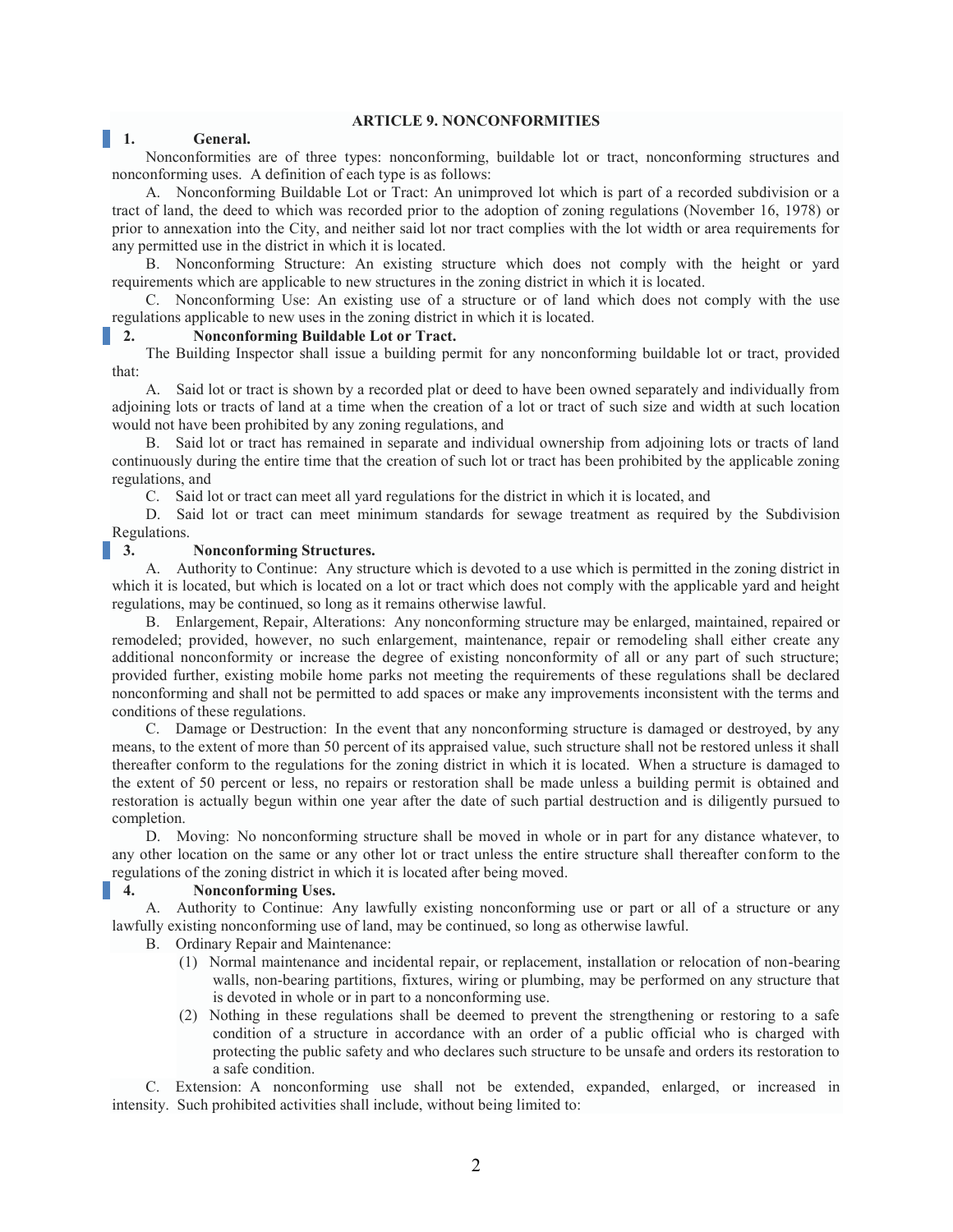# ARTICLE 9. NONCONFORMITIES

## 1. General.

Nonconformities are of three types: nonconforming, buildable lot or tract, nonconforming structures and nonconforming uses. A definition of each type is as follows:

A. Nonconforming Buildable Lot or Tract: An unimproved lot which is part of a recorded subdivision or a tract of land, the deed to which was recorded prior to the adoption of zoning regulations (November 16, 1978) or prior to annexation into the City, and neither said lot nor tract complies with the lot width or area requirements for any permitted use in the district in which it is located.

B. Nonconforming Structure: An existing structure which does not comply with the height or yard requirements which are applicable to new structures in the zoning district in which it is located.

C. Nonconforming Use: An existing use of a structure or of land which does not comply with the use regulations applicable to new uses in the zoning district in which it is located.

## 2. Nonconforming Buildable Lot or Tract.

The Building Inspector shall issue a building permit for any nonconforming buildable lot or tract, provided that:

A. Said lot or tract is shown by a recorded plat or deed to have been owned separately and individually from adjoining lots or tracts of land at a time when the creation of a lot or tract of such size and width at such location would not have been prohibited by any zoning regulations, and

B. Said lot or tract has remained in separate and individual ownership from adjoining lots or tracts of land continuously during the entire time that the creation of such lot or tract has been prohibited by the applicable zoning regulations, and

C. Said lot or tract can meet all yard regulations for the district in which it is located, and

D. Said lot or tract can meet minimum standards for sewage treatment as required by the Subdivision Regulations.

## 3. Nonconforming Structures.

A. Authority to Continue: Any structure which is devoted to a use which is permitted in the zoning district in which it is located, but which is located on a lot or tract which does not comply with the applicable yard and height regulations, may be continued, so long as it remains otherwise lawful.

B. Enlargement, Repair, Alterations: Any nonconforming structure may be enlarged, maintained, repaired or remodeled; provided, however, no such enlargement, maintenance, repair or remodeling shall either create any additional nonconformity or increase the degree of existing nonconformity of all or any part of such structure; provided further, existing mobile home parks not meeting the requirements of these regulations shall be declared nonconforming and shall not be permitted to add spaces or make any improvements inconsistent with the terms and conditions of these regulations.

C. Damage or Destruction: In the event that any nonconforming structure is damaged or destroyed, by any means, to the extent of more than 50 percent of its appraised value, such structure shall not be restored unless it shall thereafter conform to the regulations for the zoning district in which it is located. When a structure is damaged to the extent of 50 percent or less, no repairs or restoration shall be made unless a building permit is obtained and restoration is actually begun within one year after the date of such partial destruction and is diligently pursued to completion.

D. Moving: No nonconforming structure shall be moved in whole or in part for any distance whatever, to any other location on the same or any other lot or tract unless the entire structure shall thereafter conform to the regulations of the zoning district in which it is located after being moved.

## 4. Nonconforming Uses.

A. Authority to Continue: Any lawfully existing nonconforming use or part or all of a structure or any lawfully existing nonconforming use of land, may be continued, so long as otherwise lawful.

B. Ordinary Repair and Maintenance:

(1) Normal maintenance and incidental repair, or replacement, installation or relocation of non-bearing walls, non-bearing partitions, fixtures, wiring or plumbing, may be performed on any structure that is devoted in whole or in part to a nonconforming use.

(2) Nothing in these regulations shall be deemed to prevent the strengthening or restoring to a safe condition of a structure in accordance with an order of a public official who is charged with protecting the public safety and who declares such structure to be unsafe and orders its restoration to a safe condition.

C. Extension: A nonconforming use shall not be extended, expanded, enlarged, or increased in intensity. Such prohibited activities shall include, without being limited to: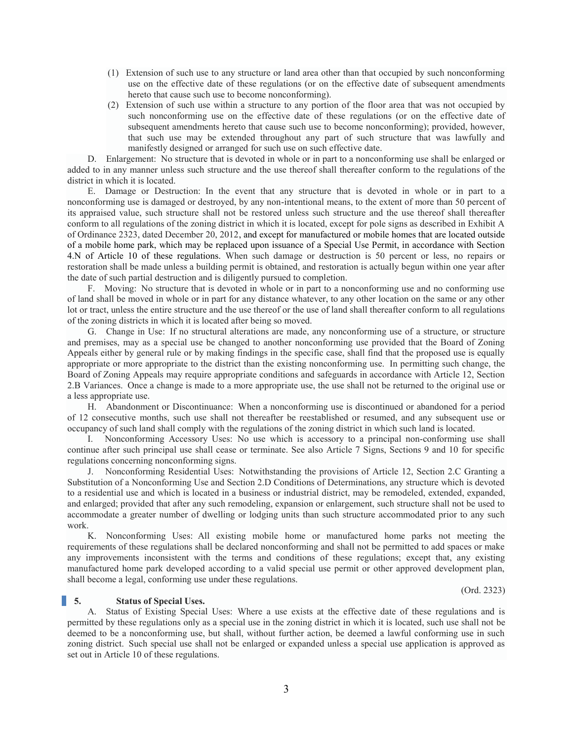(1) Extension of such use to any structure or land area other than that occupied by such nonconforming use on the effective date of these regulations (or on the effective date of subsequent amendments hereto that cause such use to become nonconforming).

(2) Extension of such use within a structure to any portion of the floor area that was not occupied by such nonconforming use on the effective date of these regulations (or on the effective date of subsequent amendments hereto that cause such use to become nonconforming); provided, however, that such use may be extended throughout any part of such structure that was lawfully and manifestly designed or arranged for such use on such effective date.

D. Enlargement: No structure that is devoted in whole or in part to a nonconforming use shall be enlarged or added to in any manner unless such structure and the use thereof shall thereafter conform to the regulations of the district in which it is located.

E. Damage or Destruction: In the event that any structure that is devoted in whole or in part to a nonconforming use is damaged or destroyed, by any non-intentional means, to the extent of more than 50 percent of its appraised value, such structure shall not be restored unless such structure and the use thereof shall thereafter conform to all regulations of the zoning district in which it is located, except for pole signs as described in Exhibit A of Ordinance 2323, dated December 20, 2012, and except for manufactured or mobile homes that are located outside of a mobile home park, which may be replaced upon issuance of a Special Use Permit, in accordance with Section 4.N of Article 10 of these regulations. When such damage or destruction is 50 percent or less, no repairs or restoration shall be made unless a building permit is obtained, and restoration is actually begun within one year after the date of such partial destruction and is diligently pursued to completion.

F. Moving: No structure that is devoted in whole or in part to a nonconforming use and no conforming use of land shall be moved in whole or in part for any distance whatever, to any other location on the same or any other lot or tract, unless the entire structure and the use thereof or the use of land shall thereafter conform to all regulations of the zoning districts in which it is located after being so moved.

G. Change in Use: If no structural alterations are made, any nonconforming use of a structure, or structure and premises, may as a special use be changed to another nonconforming use provided that the Board of Zoning Appeals either by general rule or by making findings in the specific case, shall find that the proposed use is equally appropriate or more appropriate to the district than the existing nonconforming use. In permitting such change, the Board of Zoning Appeals may require appropriate conditions and safeguards in accordance with Article 12, Section 2.B Variances. Once a change is made to a more appropriate use, the use shall not be returned to the original use or a less appropriate use.

H. Abandonment or Discontinuance: When a nonconforming use is discontinued or abandoned for a period of 12 consecutive months, such use shall not thereafter be reestablished or resumed, and any subsequent use or occupancy of such land shall comply with the regulations of the zoning district in which such land is located.

I. Nonconforming Accessory Uses: No use which is accessory to a principal non-conforming use shall continue after such principal use shall cease or terminate. See also Article 7 Signs, Sections 9 and 10 for specific regulations concerning nonconforming signs.

J. Nonconforming Residential Uses: Notwithstanding the provisions of Article 12, Section 2.C Granting a Substitution of a Nonconforming Use and Section 2.D Conditions of Determinations, any structure which is devoted to a residential use and which is located in a business or industrial district, may be remodeled, extended, expanded, and enlarged; provided that after any such remodeling, expansion or enlargement, such structure shall not be used to accommodate a greater number of dwelling or lodging units than such structure accommodated prior to any such work.

K. Nonconforming Uses: All existing mobile home or manufactured home parks not meeting the requirements of these regulations shall be declared nonconforming and shall not be permitted to add spaces or make any improvements inconsistent with the terms and conditions of these regulations; except that, any existing manufactured home park developed according to a valid special use permit or other approved development plan, shall become a legal, conforming use under these regulations.

(Ord. 2323)

**5. Status of Special Uses.**

A. Status of Existing Special Uses: Where a use exists at the effective date of these regulations and is permitted by these regulations only as a special use in the zoning district in which it is located, such use shall not be deemed to be a nonconforming use, but shall, without further action, be deemed a lawful conforming use in such zoning district. Such special use shall not be enlarged or expanded unless a special use application is approved as set out in Article 10 of these regulations.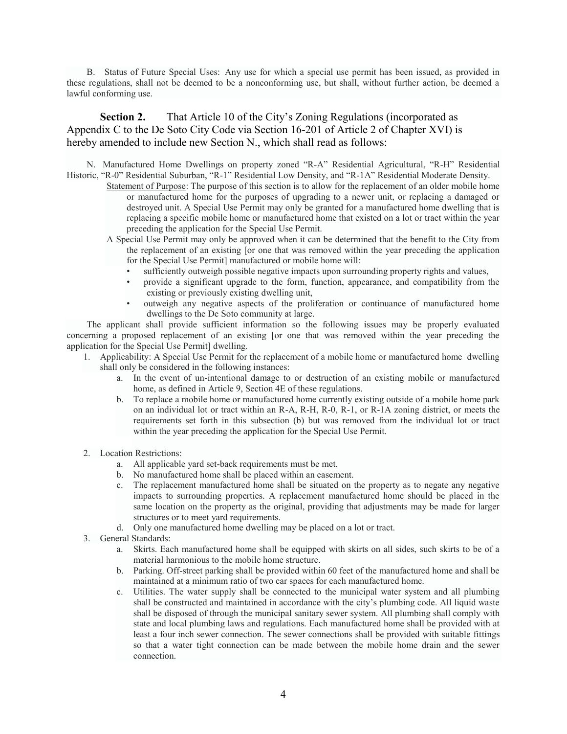B. Status of Future Special Uses: Any use for which a special use permit has been issued, as provided in these regulations, shall not be deemed to be a nonconforming use, but shall, without further action, be deemed a lawful conforming use.

**Section 2.** That Article 10 of the City's Zoning Regulations (incorporated as Appendix C to the De Soto City Code via Section 16-201 of Article 2 of Chapter XVI) is hereby amended to include new Section N., which shall read as follows:

N. Manufactured Home Dwellings on property zoned "R-A" Residential Agricultural, "R-H" Residential Historic, "R-0" Residential Suburban, "R-1" Residential Low Density, and "R-1A" Residential Moderate Density.

Statement of Purpose: The purpose of this section is to allow for the replacement of an older mobile home or manufactured home for the purposes of upgrading to a newer unit, or replacing a damaged or destroyed unit. A Special Use Permit may only be granted for a manufactured home dwelling that is replacing a specific mobile home or manufactured home that existed on a lot or tract within the year preceding the application for the Special Use Permit.

A Special Use Permit may only be approved when it can be determined that the benefit to the City from the replacement of an existing [or one that was removed within the year preceding the application for the Special Use Permit] manufactured or mobile home will:

- sufficiently outweigh possible negative impacts upon surrounding property rights and values,
- provide a significant upgrade to the form, function, appearance, and compatibility from the existing or previously existing dwelling unit,
- outweigh any negative aspects of the proliferation or continuance of manufactured home dwellings to the De Soto community at large.

The applicant shall provide sufficient information so the following issues may be properly evaluated concerning a proposed replacement of an existing [or one that was removed within the year preceding the application for the Special Use Permit] dwelling.

1. Applicability: A Special Use Permit for the replacement of a mobile home or manufactured home dwelling shall only be considered in the following instances:
   a. In the event of un-intentional damage to or destruction of an existing mobile or manufactured home, as defined in Article 9, Section 4E of these regulations.
   b. To replace a mobile home or manufactured home currently existing outside of a mobile home park on an individual lot or tract within an R-A, R-H, R-0, R-1, or R-1A zoning district, or meets the requirements set forth in this subsection (b) but was removed from the individual lot or tract within the year preceding the application for the Special Use Permit.
2. Location Restrictions:
   a. All applicable yard set-back requirements must be met.
   b. No manufactured home shall be placed within an easement.
   c. The replacement manufactured home shall be situated on the property as to negate any negative impacts to surrounding properties. A replacement manufactured home should be placed in the same location on the property as the original, providing that adjustments may be made for larger structures or to meet yard requirements.
   d. Only one manufactured home dwelling may be placed on a lot or tract.
3. General Standards:
   a. Skirts. Each manufactured home shall be equipped with skirts on all sides, such skirts to be of a material harmonious to the mobile home structure.
   b. Parking. Off-street parking shall be provided within 60 feet of the manufactured home and shall be maintained at a minimum ratio of two car spaces for each manufactured home.
   c. Utilities. The water supply shall be connected to the municipal water system and all plumbing shall be constructed and maintained in accordance with the city's plumbing code. All liquid waste shall be disposed of through the municipal sanitary sewer system. All plumbing shall comply with state and local plumbing laws and regulations. Each manufactured home shall be provided with at least a four inch sewer connection. The sewer connections shall be provided with suitable fittings so that a water tight connection can be made between the mobile home drain and the sewer connection.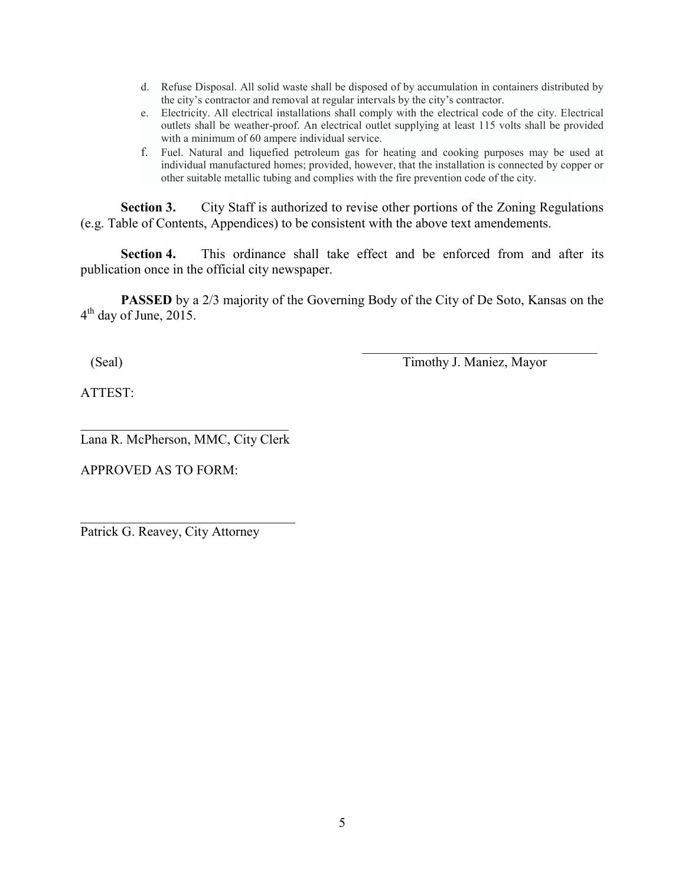d. Refuse Disposal. All solid waste shall be disposed of by accumulation in containers distributed by the city's contractor and removal at regular intervals by the city's contractor.
e. Electricity. All electrical installations shall comply with the electrical code of the city. Electrical outlets shall be weather-proof. An electrical outlet supplying at least 115 volts shall be provided with a minimum of 60 ampere individual service.
f. Fuel. Natural and liquefied petroleum gas for heating and cooking purposes may be used at individual manufactured homes; provided, however, that the installation is connected by copper or other suitable metallic tubing and complies with the fire prevention code of the city.

**Section 3.** City Staff is authorized to revise other portions of the Zoning Regulations (e.g. Table of Contents, Appendices) to be consistent with the above text amendements.

**Section 4.** This ordinance shall take effect and be enforced from and after its publication once in the official city newspaper.

**PASSED** by a 2/3 majority of the Governing Body of the City of De Soto, Kansas on the 4th day of June, 2015.

(Seal)

\_\_\_\_\_\_\_\_\_\_\_\_\_\_\_\_\_\_\_\_\_\_\_\_\_\_\_\_\_\_\_\_\_\_\_
Timothy J. Maniez, Mayor

ATTEST:

\_\_\_\_\_\_\_\_\_\_\_\_\_\_\_\_\_\_\_\_\_\_\_\_\_\_\_\_\_\_\_\_\_\_\_
Lana R. McPherson, MMC, City Clerk

APPROVED AS TO FORM:

\_\_\_\_\_\_\_\_\_\_\_\_\_\_\_\_\_\_\_\_\_\_\_\_\_\_\_\_\_\_\_\_\_\_\_
Patrick G. Reavey, City Attorney